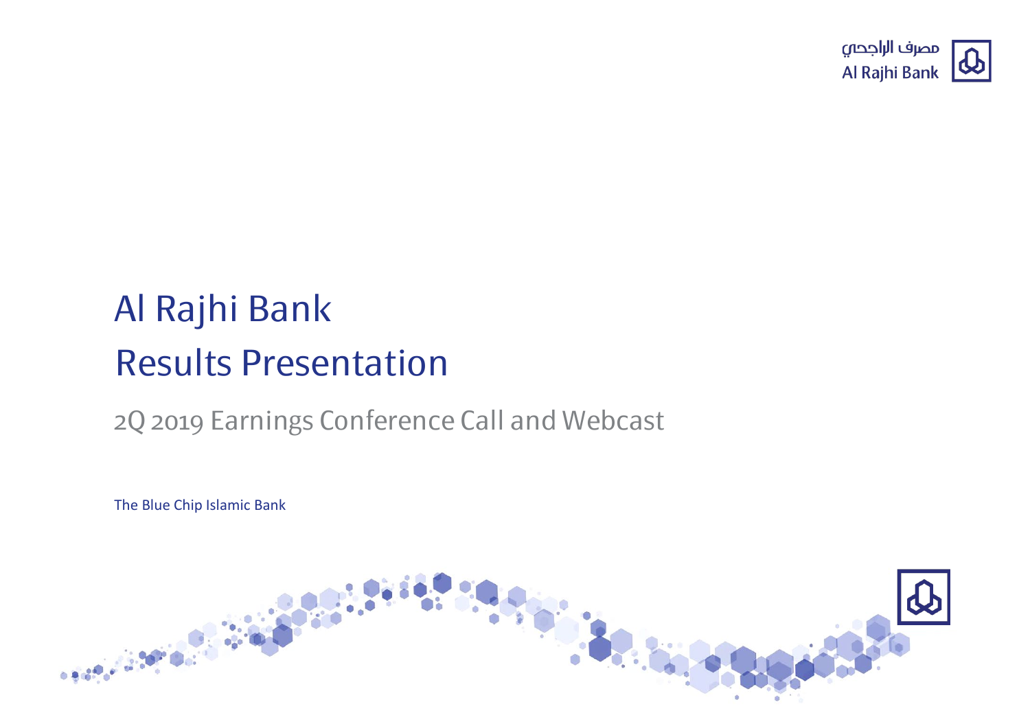مصرف الراجحي
Al Rajhi Bank

# Al Rajhi Bank
# Results Presentation

## 2Q 2019 Earnings Conference Call and Webcast

The Blue Chip Islamic Bank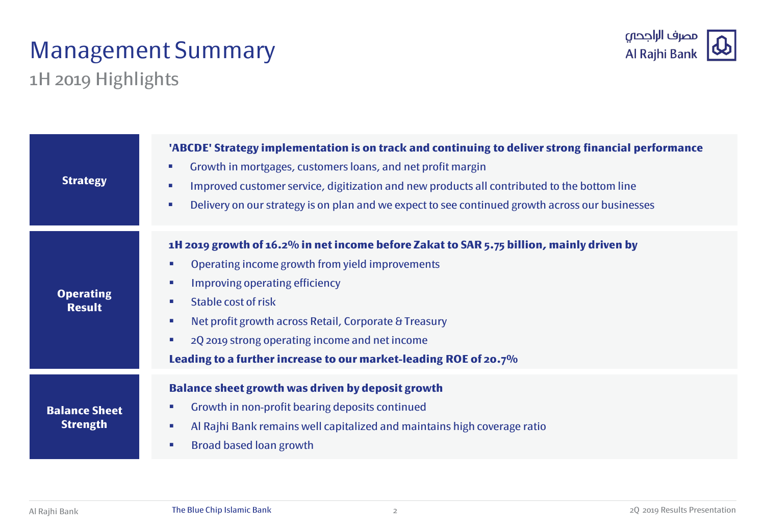# Management Summary

## 1H 2019 Highlights

### Strategy

**'ABCDE' Strategy implementation is on track and continuing to deliver strong financial performance**

- Growth in mortgages, customers loans, and net profit margin
- Improved customer service, digitization and new products all contributed to the bottom line
- Delivery on our strategy is on plan and we expect to see continued growth across our businesses

### Operating Result

**1H 2019 growth of 16.2% in net income before Zakat to SAR 5.75 billion, mainly driven by**

- Operating income growth from yield improvements
- Improving operating efficiency
- Stable cost of risk
- Net profit growth across Retail, Corporate & Treasury
- 2Q 2019 strong operating income and net income

**Leading to a further increase to our market-leading ROE of 20.7%**

### Balance Sheet Strength

**Balance sheet growth was driven by deposit growth**

- Growth in non-profit bearing deposits continued
- Al Rajhi Bank remains well capitalized and maintains high coverage ratio
- Broad based loan growth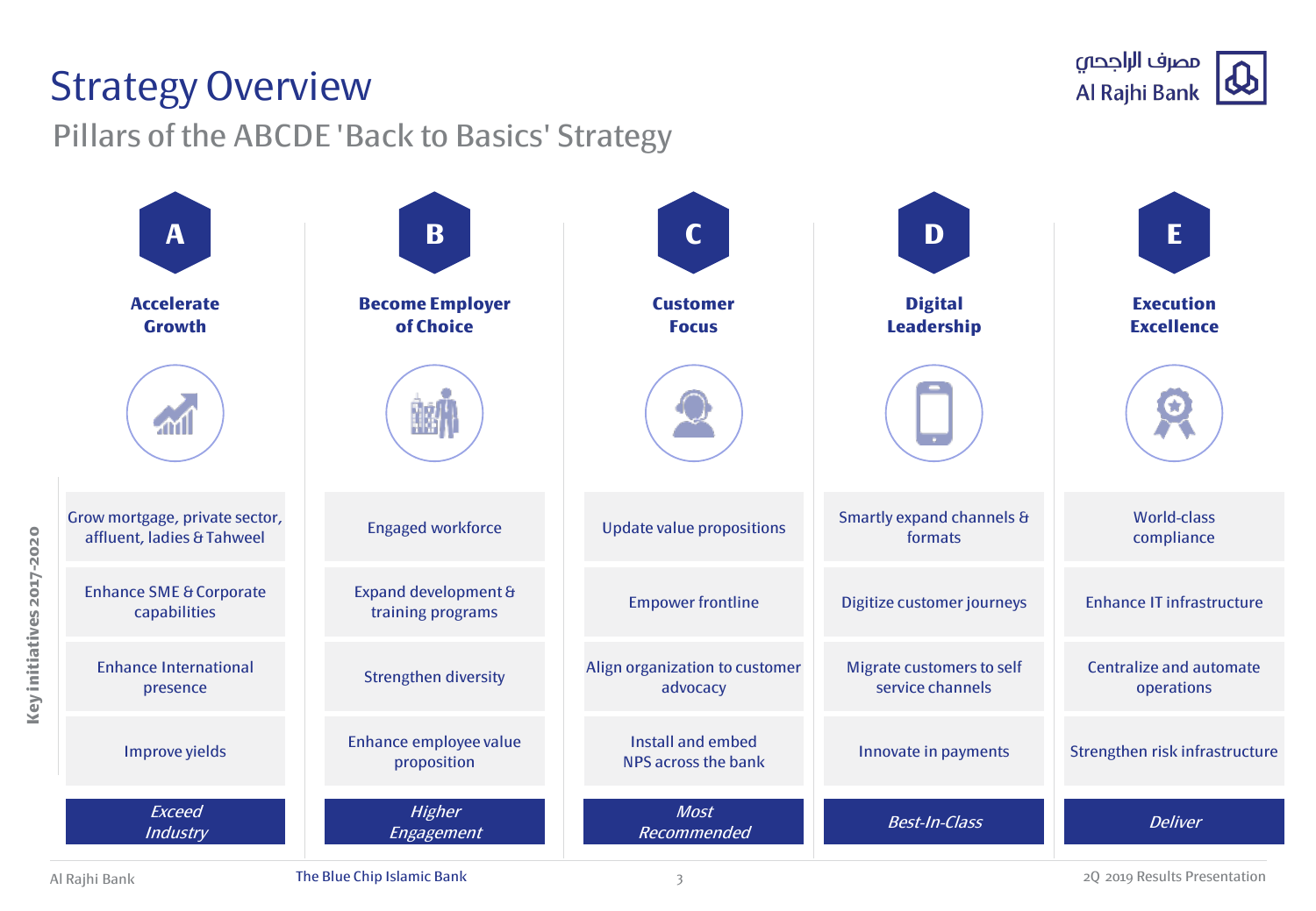# Strategy Overview

## Pillars of the ABCDE 'Back to Basics' Strategy

| | A | B | C | D | E |
|---|---|---|---|---|---|
| | **Accelerate Growth** | **Become Employer of Choice** | **Customer Focus** | **Digital Leadership** | **Execution Excellence** |
| **Key initiatives 2017-2020** | Grow mortgage, private sector, affluent, ladies & Tahweel | Engaged workforce | Update value propositions | Smartly expand channels & formats | World-class compliance |
| | Enhance SME & Corporate capabilities | Expand development & training programs | Empower frontline | Digitize customer journeys | Enhance IT infrastructure |
| | Enhance International presence | Strengthen diversity | Align organization to customer advocacy | Migrate customers to self service channels | Centralize and automate operations |
| | Improve yields | Enhance employee value proposition | Install and embed NPS across the bank | Innovate in payments | Strengthen risk infrastructure |
| | *Exceed Industry* | *Higher Engagement* | *Most Recommended* | *Best-In-Class* | *Deliver* |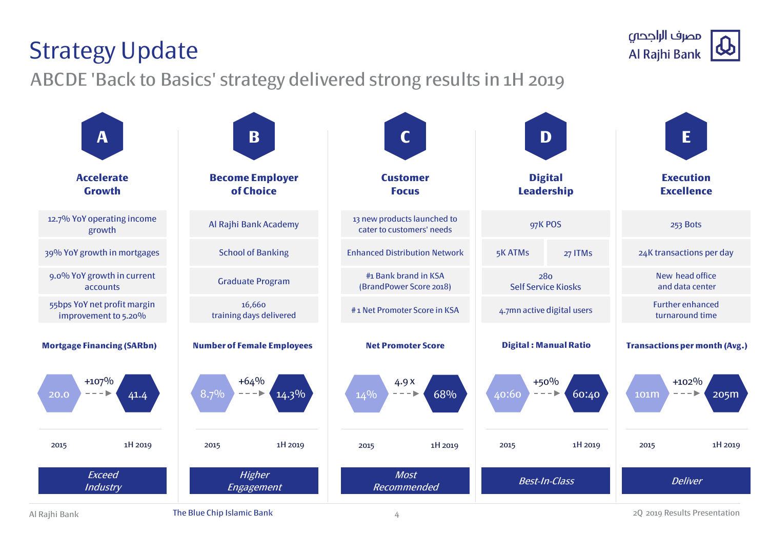# Strategy Update

## ABCDE 'Back to Basics' strategy delivered strong results in 1H 2019

### A — Accelerate Growth

- 12.7% YoY operating income growth
- 39% YoY growth in mortgages
- 9.0% YoY growth in current accounts
- 55bps YoY net profit margin improvement to 5.20%

**Mortgage Financing (SARbn)**

| 2015 | | 1H 2019 |
|---|---|---|
| 20.0 | +107% | 41.4 |

*Exceed Industry*

### B — Become Employer of Choice

- Al Rajhi Bank Academy
- School of Banking
- Graduate Program
- 16,660 training days delivered

**Number of Female Employees**

| 2015 | | 1H 2019 |
|---|---|---|
| 8.7% | +64% | 14.3% |

*Higher Engagement*

### C — Customer Focus

- 13 new products launched to cater to customers' needs
- Enhanced Distribution Network
- #1 Bank brand in KSA (BrandPower Score 2018)
- #1 Net Promoter Score in KSA

**Net Promoter Score**

| 2015 | | 1H 2019 |
|---|---|---|
| 14% | 4.9 x | 68% |

*Most Recommended*

### D — Digital Leadership

- 97K POS
- 5K ATMs
- 27 ITMs
- 280 Self Service Kiosks
- 4.7mn active digital users

**Digital : Manual Ratio**

| 2015 | | 1H 2019 |
|---|---|---|
| 40:60 | +50% | 60:40 |

*Best-In-Class*

### E — Execution Excellence

- 253 Bots
- 24K transactions per day
- New head office and data center
- Further enhanced turnaround time

**Transactions per month (Avg.)**

| 2015 | | 1H 2019 |
|---|---|---|
| 101m | +102% | 205m |

*Deliver*

The Blue Chip Islamic Bank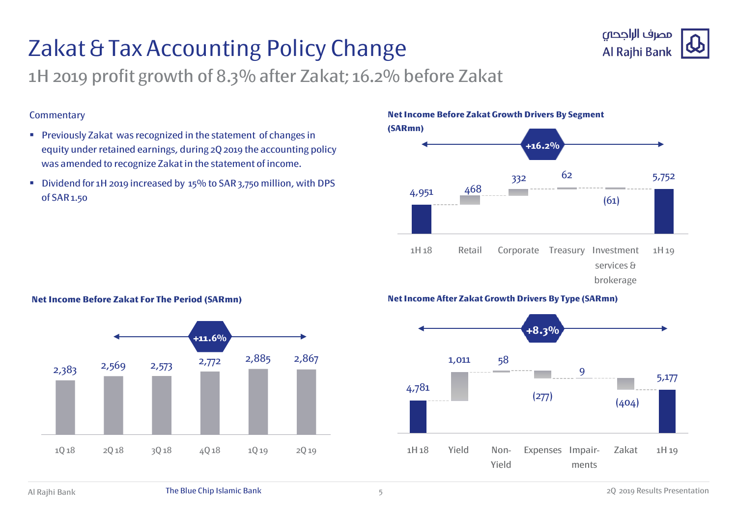# Zakat & Tax Accounting Policy Change

## 1H 2019 profit growth of 8.3% after Zakat; 16.2% before Zakat

### Commentary

- Previously Zakat was recognized in the statement of changes in equity under retained earnings, during 2Q 2019 the accounting policy was amended to recognize Zakat in the statement of income.
- Dividend for 1H 2019 increased by 15% to SAR 3,750 million, with DPS of SAR 1.50

### Net Income Before Zakat Growth Drivers By Segment (SARmn)

+16.2%

| 1H 18 | Retail | Corporate | Treasury | Investment services & brokerage | 1H 19 |
|---|---|---|---|---|---|
| 4,951 | 468 | 332 | 62 | (61) | 5,752 |

### Net Income Before Zakat For The Period (SARmn)

+11.6%

| 1Q 18 | 2Q 18 | 3Q 18 | 4Q 18 | 1Q 19 | 2Q 19 |
|---|---|---|---|---|---|
| 2,383 | 2,569 | 2,573 | 2,772 | 2,885 | 2,867 |

### Net Income After Zakat Growth Drivers By Type (SARmn)

+8.3%

| 1H 18 | Yield | Non-Yield | Expenses | Impairments | Zakat | 1H 19 |
|---|---|---|---|---|---|---|
| 4,781 | 1,011 | 58 | (277) | 9 | (404) | 5,177 |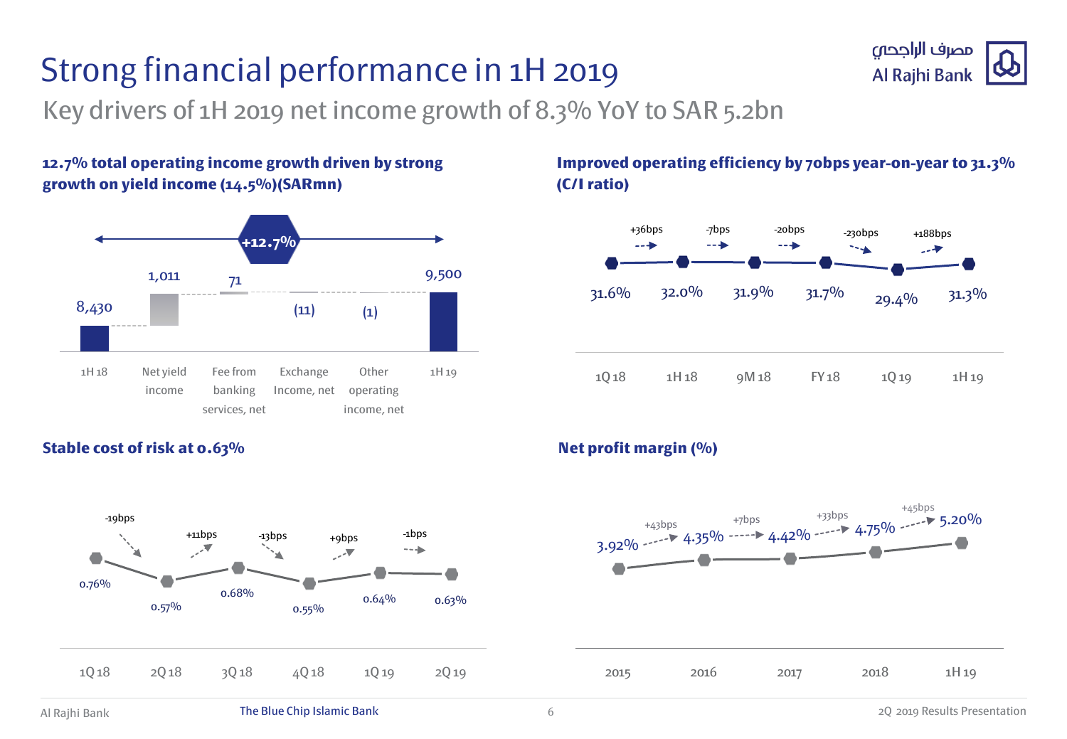# Strong financial performance in 1H 2019

## Key drivers of 1H 2019 net income growth of 8.3% YoY to SAR 5.2bn

**12.7% total operating income growth driven by strong growth on yield income (14.5%)(SARmn)**

| 1H 18 | Net yield income | Fee from banking services, net | Exchange Income, net | Other operating income, net | 1H 19 |
|---|---|---|---|---|---|
| 8,430 | 1,011 | 71 | (11) | (1) | 9,500 |

+12.7%

**Improved operating efficiency by 70bps year-on-year to 31.3% (C/I ratio)**

| 1Q 18 | 1H 18 | 9M 18 | FY 18 | 1Q 19 | 1H 19 |
|---|---|---|---|---|---|
| 31.6% | 32.0% | 31.9% | 31.7% | 29.4% | 31.3% |
| | +36bps | -7bps | -20bps | -230bps | +188bps |

**Stable cost of risk at 0.63%**

| 1Q 18 | 2Q 18 | 3Q 18 | 4Q 18 | 1Q 19 | 2Q 19 |
|---|---|---|---|---|---|
| 0.76% | 0.57% | 0.68% | 0.55% | 0.64% | 0.63% |
| | -19bps | +11bps | -13bps | +9bps | -1bps |

**Net profit margin (%)**

| 2015 | 2016 | 2017 | 2018 | 1H 19 |
|---|---|---|---|---|
| 3.92% | 4.35% | 4.42% | 4.75% | 5.20% |
| | +43bps | +7bps | +33bps | +45bps |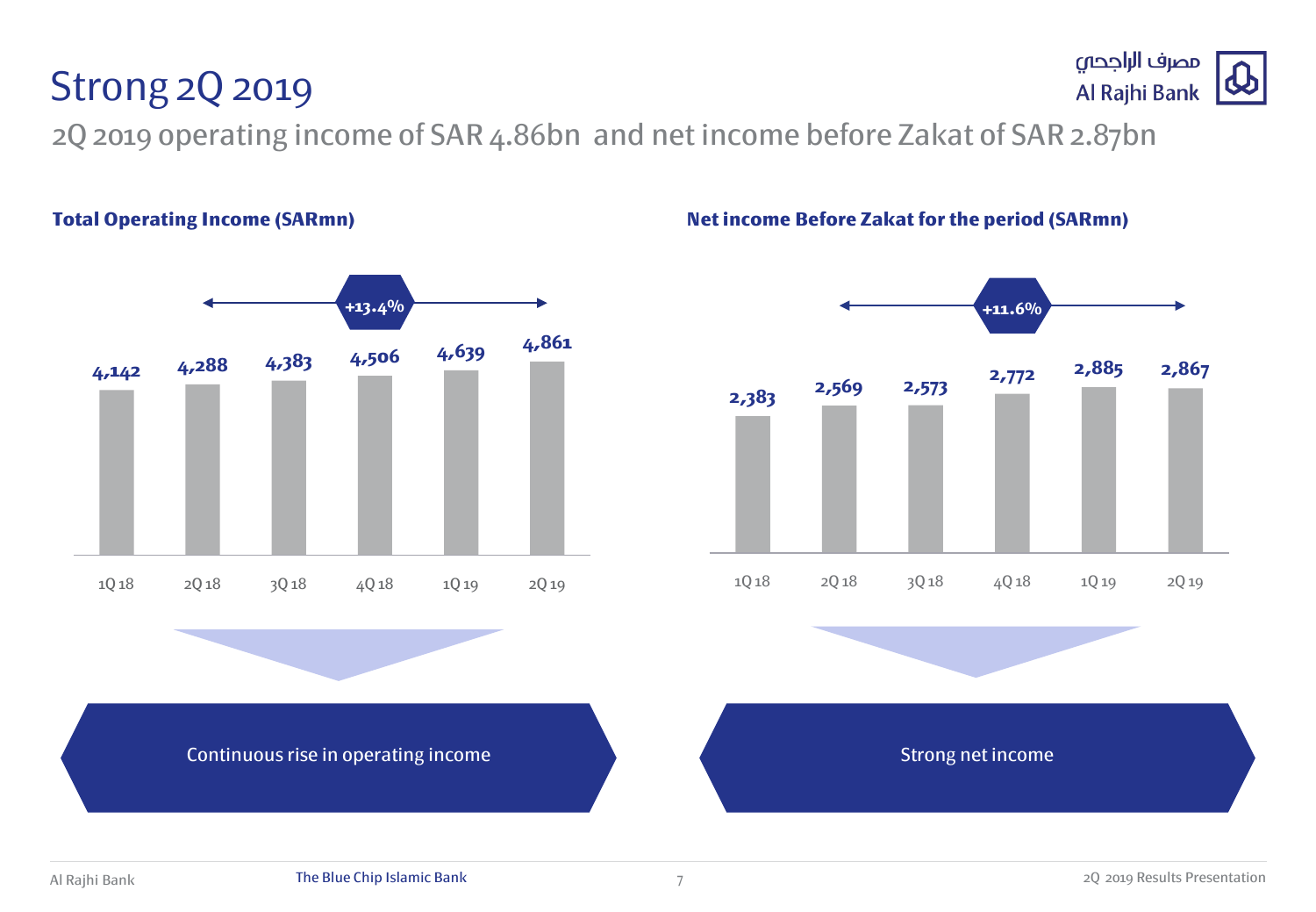# Strong 2Q 2019

## 2Q 2019 operating income of SAR 4.86bn and net income before Zakat of SAR 2.87bn

**Total Operating Income (SARmn)**

+13.4%

| 1Q 18 | 2Q 18 | 3Q 18 | 4Q 18 | 1Q 19 | 2Q 19 |
|---|---|---|---|---|---|
| 4,142 | 4,288 | 4,383 | 4,506 | 4,639 | 4,861 |

Continuous rise in operating income

**Net income Before Zakat for the period (SARmn)**

+11.6%

| 1Q 18 | 2Q 18 | 3Q 18 | 4Q 18 | 1Q 19 | 2Q 19 |
|---|---|---|---|---|---|
| 2,383 | 2,569 | 2,573 | 2,772 | 2,885 | 2,867 |

Strong net income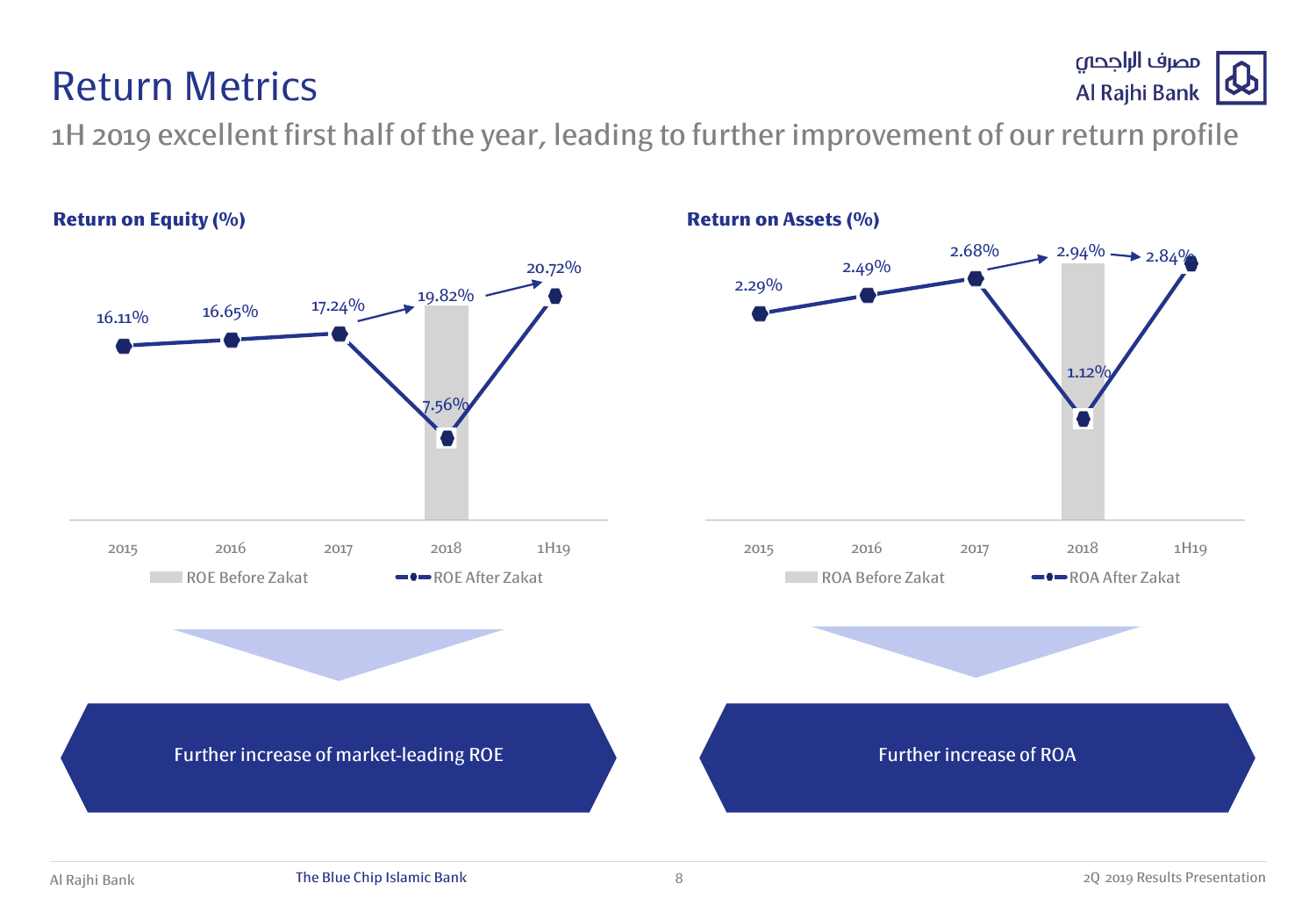# Return Metrics

1H 2019 excellent first half of the year, leading to further improvement of our return profile

### Return on Equity (%)

| | 2015 | 2016 | 2017 | 2018 | 1H19 |
|---|---|---|---|---|---|
| ROE Before Zakat | | | | 19.82% | |
| ROE After Zakat | 16.11% | 16.65% | 17.24% | 7.56% | 20.72% |

Further increase of market-leading ROE

### Return on Assets (%)

| | 2015 | 2016 | 2017 | 2018 | 1H19 |
|---|---|---|---|---|---|
| ROA Before Zakat | | | | 2.94% | |
| ROA After Zakat | 2.29% | 2.49% | 2.68% | 1.12% | 2.84% |

Further increase of ROA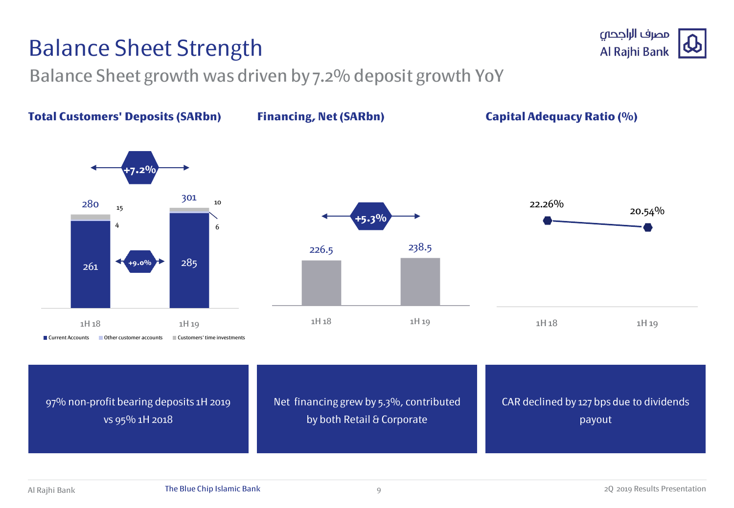# Balance Sheet Strength

## Balance Sheet growth was driven by 7.2% deposit growth YoY

### Total Customers' Deposits (SARbn)

+7.2%

| | 1H 18 | 1H 19 |
|---|---|---|
| Total | 280 | 301 |
| Current Accounts | 261 | 285 |
| Other customer accounts | 4 | 6 |
| Customers' time investments | 15 | 10 |

Current Accounts growth: +9.0%

### Financing, Net (SARbn)

+5.3%

| 1H 18 | 1H 19 |
|---|---|
| 226.5 | 238.5 |

### Capital Adequacy Ratio (%)

| 1H 18 | 1H 19 |
|---|---|
| 22.26% | 20.54% |

97% non-profit bearing deposits 1H 2019 vs 95% 1H 2018

Net financing grew by 5.3%, contributed by both Retail & Corporate

CAR declined by 127 bps due to dividends payout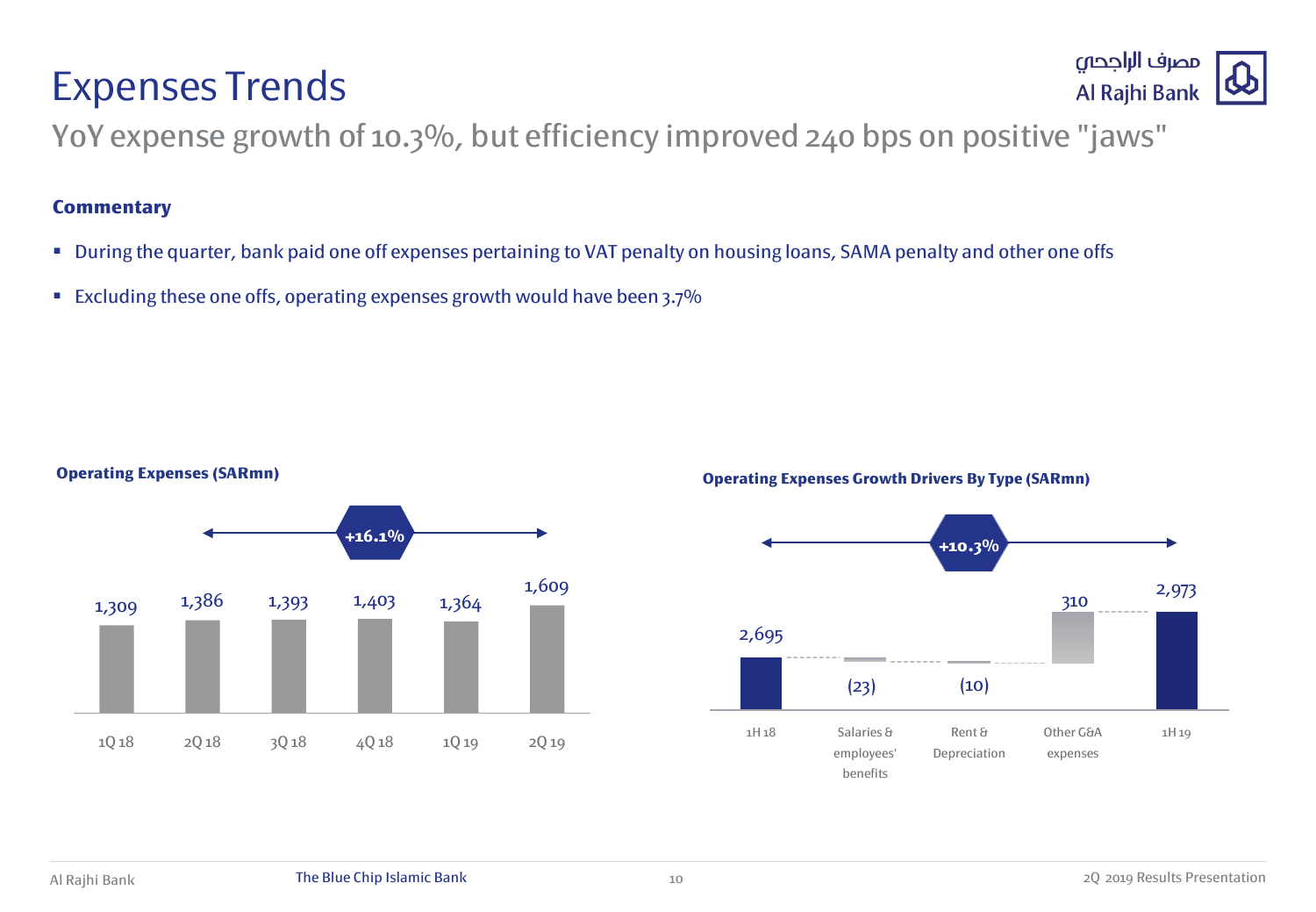# Expenses Trends

## YoY expense growth of 10.3%, but efficiency improved 240 bps on positive "jaws"

**Commentary**

- During the quarter, bank paid one off expenses pertaining to VAT penalty on housing loans, SAMA penalty and other one offs
- Excluding these one offs, operating expenses growth would have been 3.7%

**Operating Expenses (SARmn)**

+16.1%

| 1Q 18 | 2Q 18 | 3Q 18 | 4Q 18 | 1Q 19 | 2Q 19 |
|---|---|---|---|---|---|
| 1,309 | 1,386 | 1,393 | 1,403 | 1,364 | 1,609 |

**Operating Expenses Growth Drivers By Type (SARmn)**

+10.3%

| 1H 18 | Salaries & employees' benefits | Rent & Depreciation | Other G&A expenses | 1H 19 |
|---|---|---|---|---|
| 2,695 | (23) | (10) | 310 | 2,973 |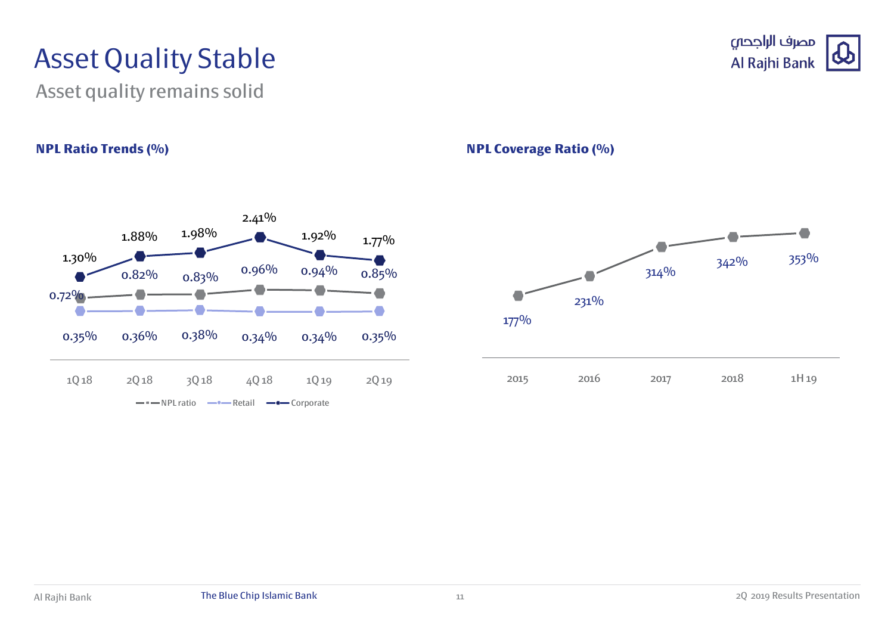# Asset Quality Stable

Asset quality remains solid

### NPL Ratio Trends (%)

| | 1Q 18 | 2Q 18 | 3Q 18 | 4Q 18 | 1Q 19 | 2Q 19 |
|---|---|---|---|---|---|---|
| NPL ratio | 0.72% | 0.82% | 0.83% | 0.96% | 0.94% | 0.85% |
| Retail | 0.35% | 0.36% | 0.38% | 0.34% | 0.34% | 0.35% |
| Corporate | 1.30% | 1.88% | 1.98% | 2.41% | 1.92% | 1.77% |

### NPL Coverage Ratio (%)

| 2015 | 2016 | 2017 | 2018 | 1H 19 |
|---|---|---|---|---|
| 177% | 231% | 314% | 342% | 353% |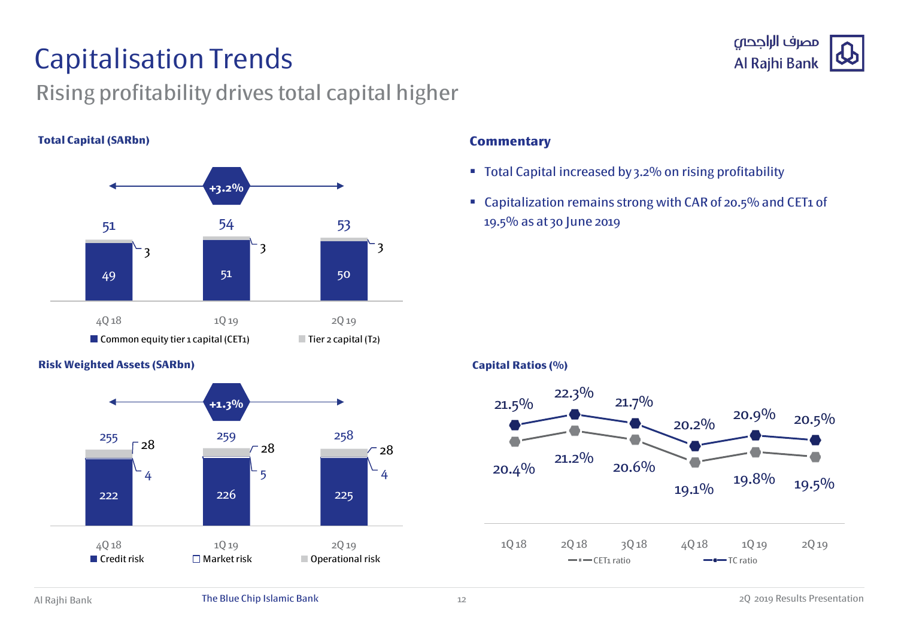# Capitalisation Trends

## Rising profitability drives total capital higher

**Total Capital (SARbn)**

+3.2%

| | 4Q 18 | 1Q 19 | 2Q 19 |
|---|---|---|---|
| Common equity tier 1 capital (CET1) | 49 | 51 | 50 |
| Tier 2 capital (T2) | 3 | 3 | 3 |
| Total | 51 | 54 | 53 |

**Commentary**

- Total Capital increased by 3.2% on rising profitability
- Capitalization remains strong with CAR of 20.5% and CET1 of 19.5% as at 30 June 2019

**Risk Weighted Assets (SARbn)**

+1.3%

| | 4Q 18 | 1Q 19 | 2Q 19 |
|---|---|---|---|
| Credit risk | 222 | 226 | 225 |
| Market risk | 4 | 5 | 4 |
| Operational risk | 28 | 28 | 28 |
| Total | 255 | 259 | 258 |

**Capital Ratios (%)**

| | 1Q 18 | 2Q 18 | 3Q 18 | 4Q 18 | 1Q 19 | 2Q 19 |
|---|---|---|---|---|---|---|
| TC ratio | 21.5% | 22.3% | 21.7% | 20.2% | 20.9% | 20.5% |
| CET1 ratio | 20.4% | 21.2% | 20.6% | 19.1% | 19.8% | 19.5% |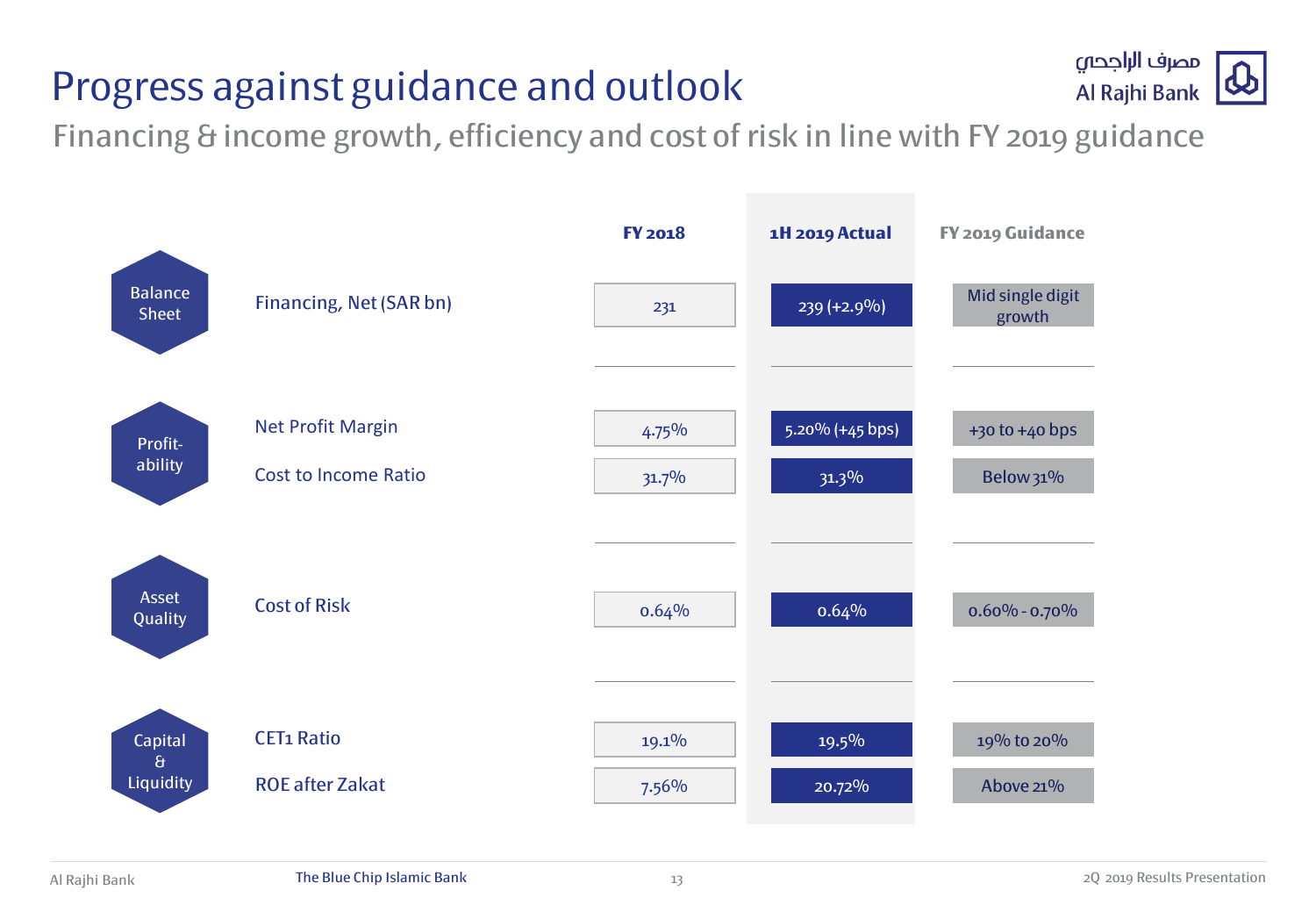# Progress against guidance and outlook

## Financing & income growth, efficiency and cost of risk in line with FY 2019 guidance

| | | FY 2018 | 1H 2019 Actual | FY 2019 Guidance |
|---|---|---|---|---|
| Balance Sheet | Financing, Net (SAR bn) | 231 | 239 (+2.9%) | Mid single digit growth |
| Profit-ability | Net Profit Margin | 4.75% | 5.20% (+45 bps) | +30 to +40 bps |
| | Cost to Income Ratio | 31.7% | 31.3% | Below 31% |
| Asset Quality | Cost of Risk | 0.64% | 0.64% | 0.60% - 0.70% |
| Capital & Liquidity | CET1 Ratio | 19.1% | 19.5% | 19% to 20% |
| | ROE after Zakat | 7.56% | 20.72% | Above 21% |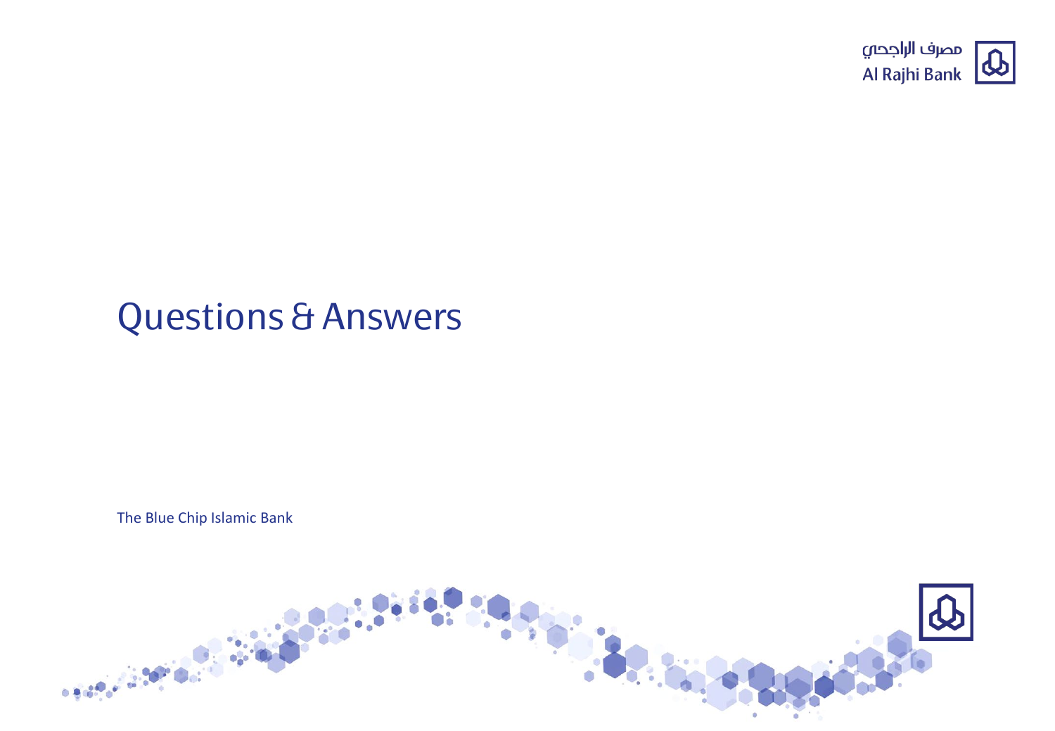# Questions & Answers

The Blue Chip Islamic Bank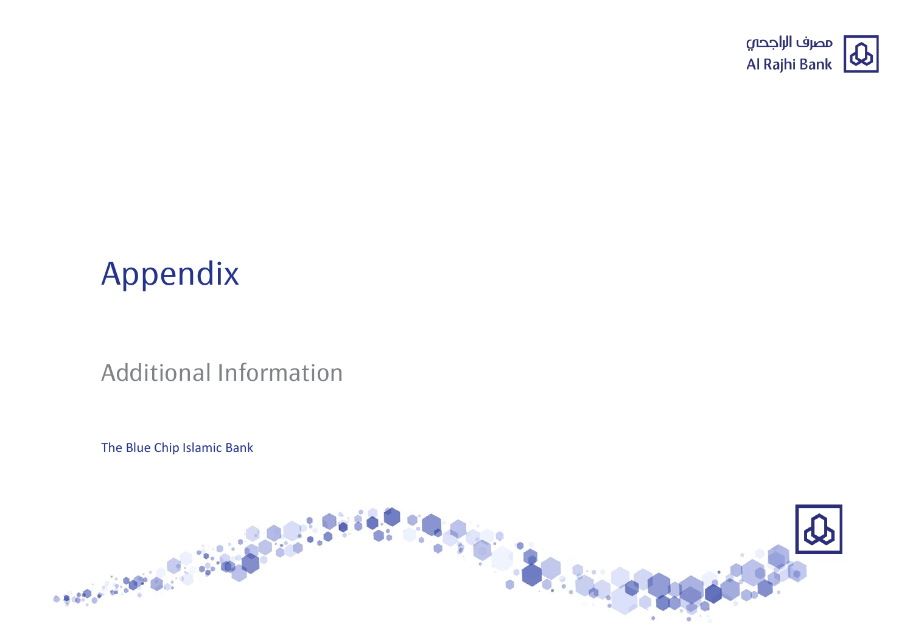# Appendix

## Additional Information

The Blue Chip Islamic Bank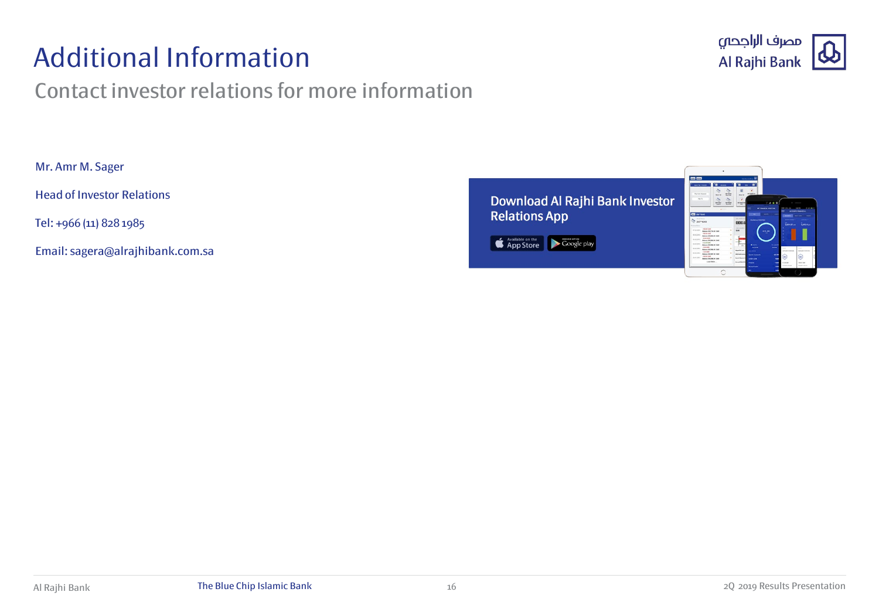# Additional Information

## Contact investor relations for more information

Mr. Amr M. Sager

Head of Investor Relations

Tel: +966 (11) 828 1985

Email: sagera@alrajhibank.com.sa

Download Al Rajhi Bank Investor Relations App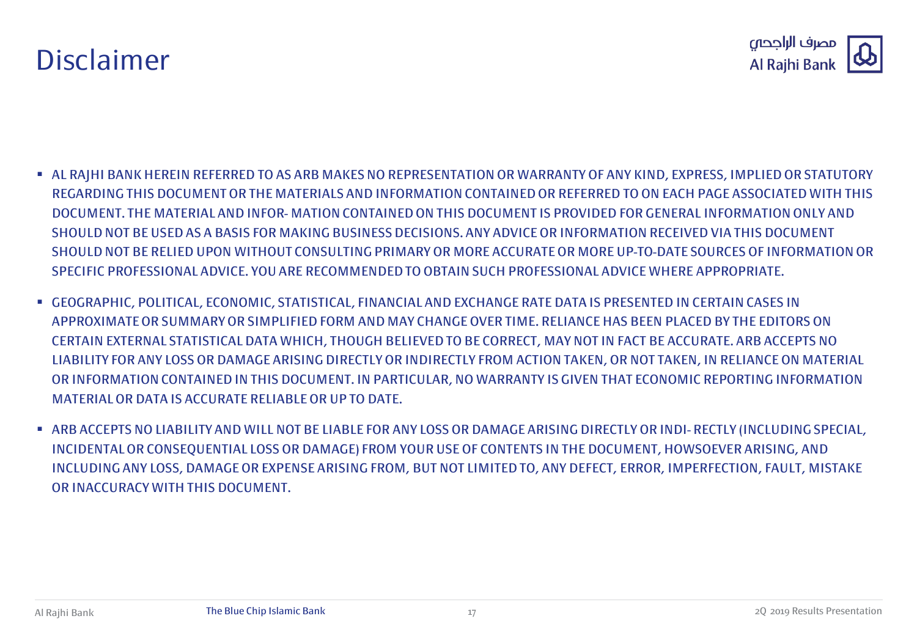# Disclaimer

- AL RAJHI BANK HEREIN REFERRED TO AS ARB MAKES NO REPRESENTATION OR WARRANTY OF ANY KIND, EXPRESS, IMPLIED OR STATUTORY REGARDING THIS DOCUMENT OR THE MATERIALS AND INFORMATION CONTAINED OR REFERRED TO ON EACH PAGE ASSOCIATED WITH THIS DOCUMENT. THE MATERIAL AND INFOR- MATION CONTAINED ON THIS DOCUMENT IS PROVIDED FOR GENERAL INFORMATION ONLY AND SHOULD NOT BE USED AS A BASIS FOR MAKING BUSINESS DECISIONS. ANY ADVICE OR INFORMATION RECEIVED VIA THIS DOCUMENT SHOULD NOT BE RELIED UPON WITHOUT CONSULTING PRIMARY OR MORE ACCURATE OR MORE UP-TO-DATE SOURCES OF INFORMATION OR SPECIFIC PROFESSIONAL ADVICE. YOU ARE RECOMMENDED TO OBTAIN SUCH PROFESSIONAL ADVICE WHERE APPROPRIATE.
- GEOGRAPHIC, POLITICAL, ECONOMIC, STATISTICAL, FINANCIAL AND EXCHANGE RATE DATA IS PRESENTED IN CERTAIN CASES IN APPROXIMATE OR SUMMARY OR SIMPLIFIED FORM AND MAY CHANGE OVER TIME. RELIANCE HAS BEEN PLACED BY THE EDITORS ON CERTAIN EXTERNAL STATISTICAL DATA WHICH, THOUGH BELIEVED TO BE CORRECT, MAY NOT IN FACT BE ACCURATE. ARB ACCEPTS NO LIABILITY FOR ANY LOSS OR DAMAGE ARISING DIRECTLY OR INDIRECTLY FROM ACTION TAKEN, OR NOT TAKEN, IN RELIANCE ON MATERIAL OR INFORMATION CONTAINED IN THIS DOCUMENT. IN PARTICULAR, NO WARRANTY IS GIVEN THAT ECONOMIC REPORTING INFORMATION MATERIAL OR DATA IS ACCURATE RELIABLE OR UP TO DATE.
- ARB ACCEPTS NO LIABILITY AND WILL NOT BE LIABLE FOR ANY LOSS OR DAMAGE ARISING DIRECTLY OR INDI- RECTLY (INCLUDING SPECIAL, INCIDENTAL OR CONSEQUENTIAL LOSS OR DAMAGE) FROM YOUR USE OF CONTENTS IN THE DOCUMENT, HOWSOEVER ARISING, AND INCLUDING ANY LOSS, DAMAGE OR EXPENSE ARISING FROM, BUT NOT LIMITED TO, ANY DEFECT, ERROR, IMPERFECTION, FAULT, MISTAKE OR INACCURACY WITH THIS DOCUMENT.